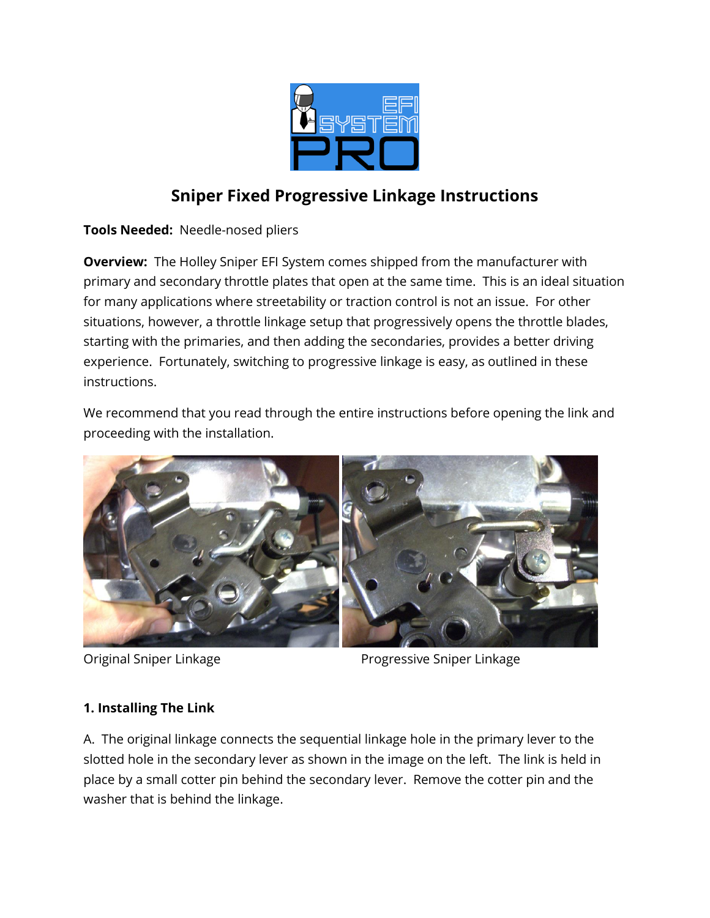# Sniper Fixed Progressive Linkage Instructions

**Tools Needed:** Needle-nosed pliers

**Overview:** The Holley Sniper EFI System comes shipped from the manufacturer with primary and secondary throttle plates that open at the same time. This is an ideal situation for many applications where streetability or traction control is not an issue. For other situations, however, a throttle linkage setup that progressively opens the throttle blades, starting with the primaries, and then adding the secondaries, provides a better driving experience. Fortunately, switching to progressive linkage is easy, as outlined in these instructions.

We recommend that you read through the entire instructions before opening the link and proceeding with the installation.

Original Sniper Linkage

Progressive Sniper Linkage

### 1. Installing The Link

A. The original linkage connects the sequential linkage hole in the primary lever to the slotted hole in the secondary lever as shown in the image on the left. The link is held in place by a small cotter pin behind the secondary lever. Remove the cotter pin and the washer that is behind the linkage.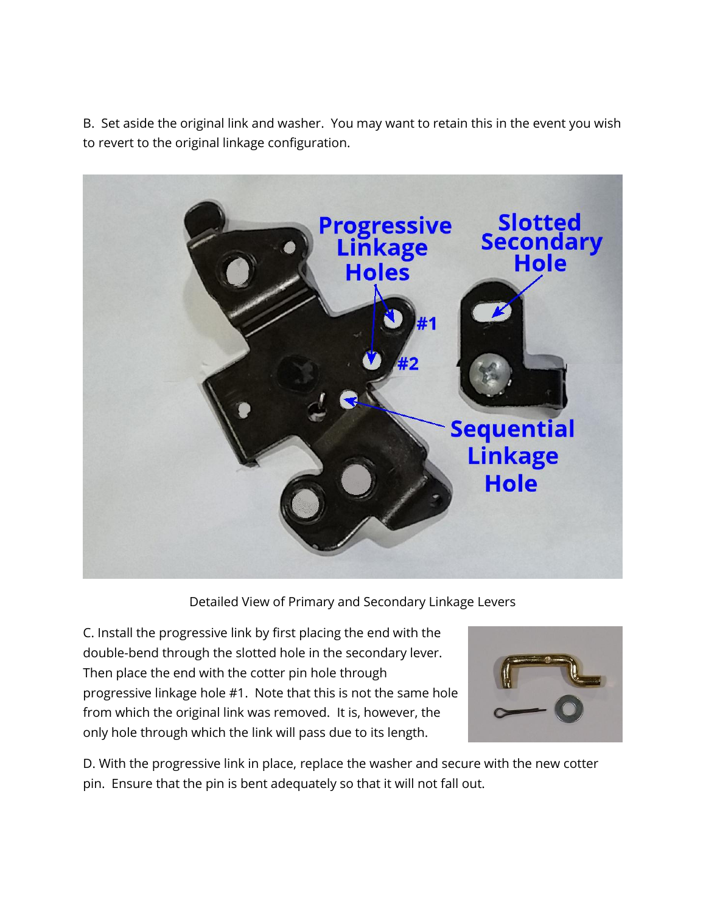B. Set aside the original link and washer. You may want to retain this in the event you wish to revert to the original linkage configuration.

Detailed View of Primary and Secondary Linkage Levers

C. Install the progressive link by first placing the end with the double-bend through the slotted hole in the secondary lever. Then place the end with the cotter pin hole through progressive linkage hole #1. Note that this is not the same hole from which the original link was removed. It is, however, the only hole through which the link will pass due to its length.

D. With the progressive link in place, replace the washer and secure with the new cotter pin. Ensure that the pin is bent adequately so that it will not fall out.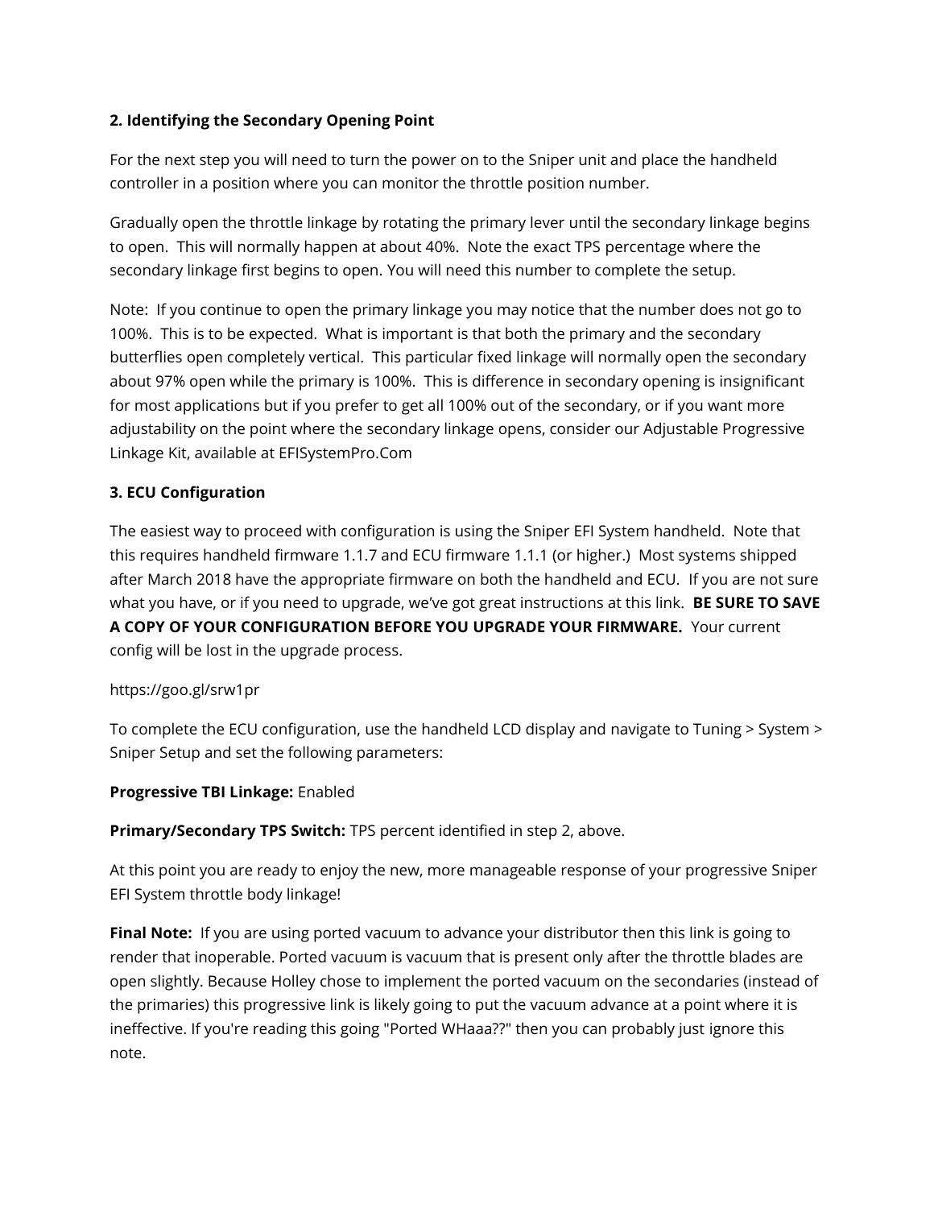**2. Identifying the Secondary Opening Point**

For the next step you will need to turn the power on to the Sniper unit and place the handheld controller in a position where you can monitor the throttle position number.

Gradually open the throttle linkage by rotating the primary lever until the secondary linkage begins to open. This will normally happen at about 40%. Note the exact TPS percentage where the secondary linkage first begins to open. You will need this number to complete the setup.

Note: If you continue to open the primary linkage you may notice that the number does not go to 100%. This is to be expected. What is important is that both the primary and the secondary butterflies open completely vertical. This particular fixed linkage will normally open the secondary about 97% open while the primary is 100%. This is difference in secondary opening is insignificant for most applications but if you prefer to get all 100% out of the secondary, or if you want more adjustability on the point where the secondary linkage opens, consider our Adjustable Progressive Linkage Kit, available at EFISystemPro.Com

**3. ECU Configuration**

The easiest way to proceed with configuration is using the Sniper EFI System handheld. Note that this requires handheld firmware 1.1.7 and ECU firmware 1.1.1 (or higher.) Most systems shipped after March 2018 have the appropriate firmware on both the handheld and ECU. If you are not sure what you have, or if you need to upgrade, we've got great instructions at this link. **BE SURE TO SAVE A COPY OF YOUR CONFIGURATION BEFORE YOU UPGRADE YOUR FIRMWARE.** Your current config will be lost in the upgrade process.

https://goo.gl/srw1pr

To complete the ECU configuration, use the handheld LCD display and navigate to Tuning > System > Sniper Setup and set the following parameters:

**Progressive TBI Linkage:** Enabled

**Primary/Secondary TPS Switch:** TPS percent identified in step 2, above.

At this point you are ready to enjoy the new, more manageable response of your progressive Sniper EFI System throttle body linkage!

**Final Note:** If you are using ported vacuum to advance your distributor then this link is going to render that inoperable. Ported vacuum is vacuum that is present only after the throttle blades are open slightly. Because Holley chose to implement the ported vacuum on the secondaries (instead of the primaries) this progressive link is likely going to put the vacuum advance at a point where it is ineffective. If you're reading this going "Ported WHaaa??" then you can probably just ignore this note.